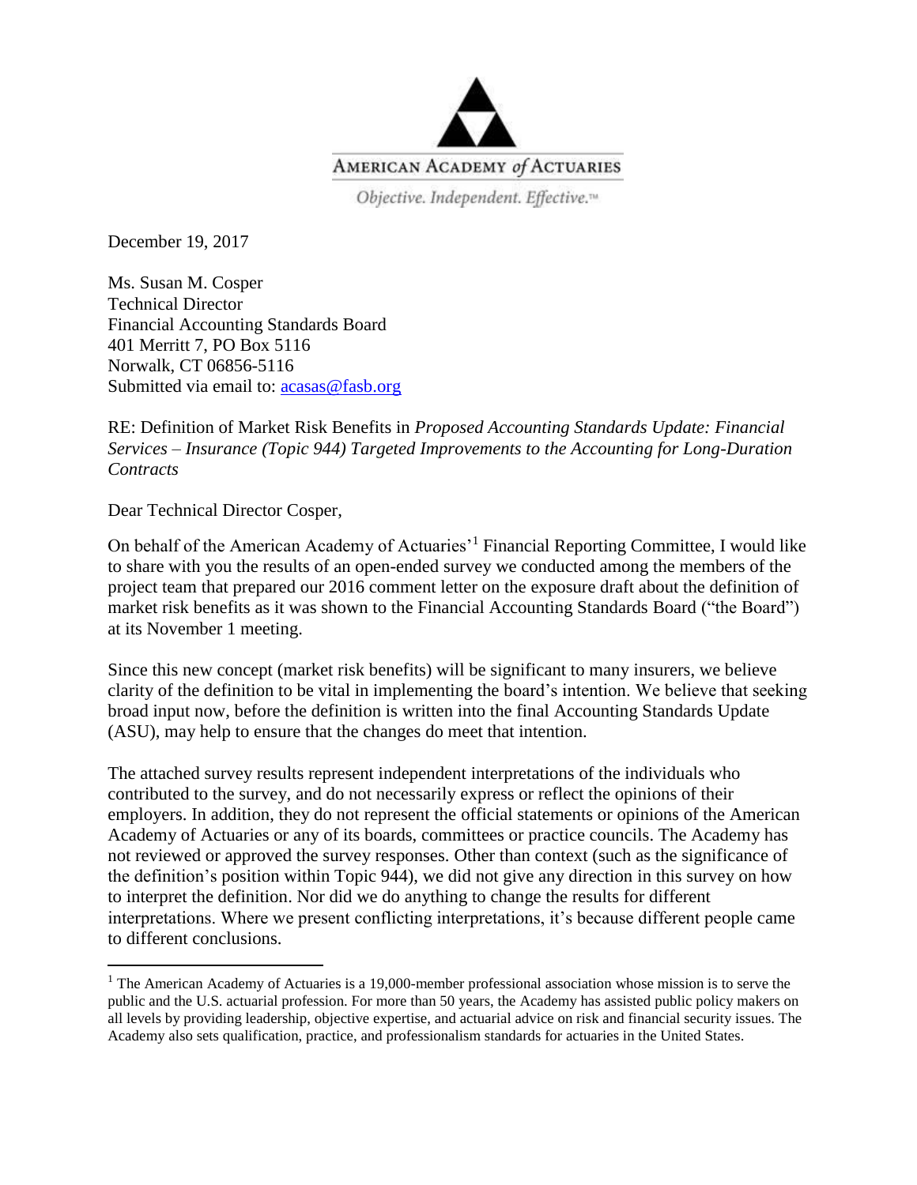AMERICAN ACADEMY *of* ACTUARIES

*Objective. Independent. Effective.*™

December 19, 2017

Ms. Susan M. Cosper
Technical Director
Financial Accounting Standards Board
401 Merritt 7, PO Box 5116
Norwalk, CT 06856-5116
Submitted via email to: acasas@fasb.org

RE: Definition of Market Risk Benefits in *Proposed Accounting Standards Update: Financial Services – Insurance (Topic 944) Targeted Improvements to the Accounting for Long-Duration Contracts*

Dear Technical Director Cosper,

On behalf of the American Academy of Actuaries'[1] Financial Reporting Committee, I would like to share with you the results of an open-ended survey we conducted among the members of the project team that prepared our 2016 comment letter on the exposure draft about the definition of market risk benefits as it was shown to the Financial Accounting Standards Board ("the Board") at its November 1 meeting.

Since this new concept (market risk benefits) will be significant to many insurers, we believe clarity of the definition to be vital in implementing the board's intention. We believe that seeking broad input now, before the definition is written into the final Accounting Standards Update (ASU), may help to ensure that the changes do meet that intention.

The attached survey results represent independent interpretations of the individuals who contributed to the survey, and do not necessarily express or reflect the opinions of their employers. In addition, they do not represent the official statements or opinions of the American Academy of Actuaries or any of its boards, committees or practice councils. The Academy has not reviewed or approved the survey responses. Other than context (such as the significance of the definition's position within Topic 944), we did not give any direction in this survey on how to interpret the definition. Nor did we do anything to change the results for different interpretations. Where we present conflicting interpretations, it's because different people came to different conclusions.

[1] The American Academy of Actuaries is a 19,000-member professional association whose mission is to serve the public and the U.S. actuarial profession. For more than 50 years, the Academy has assisted public policy makers on all levels by providing leadership, objective expertise, and actuarial advice on risk and financial security issues. The Academy also sets qualification, practice, and professionalism standards for actuaries in the United States.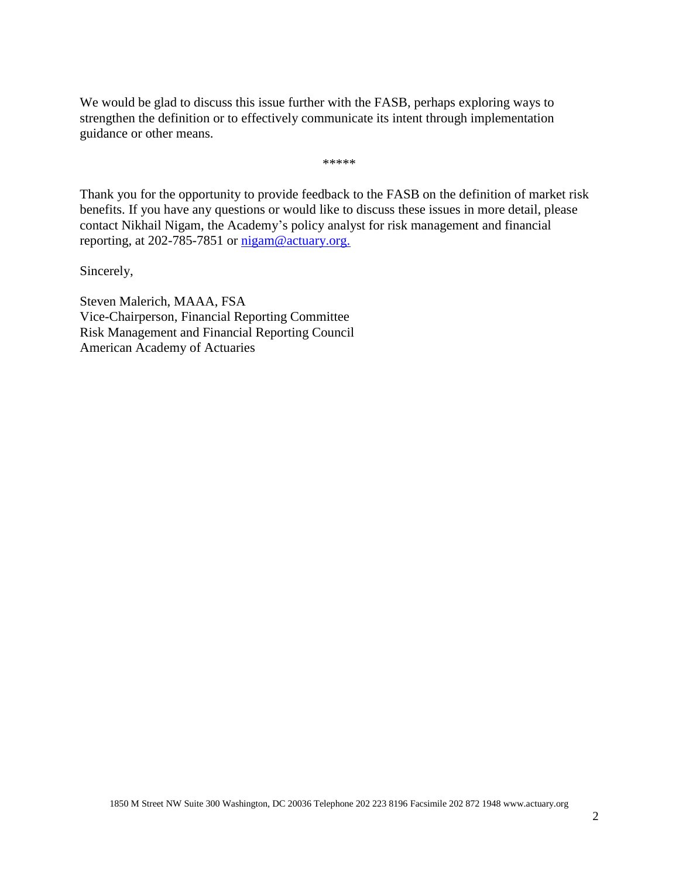We would be glad to discuss this issue further with the FASB, perhaps exploring ways to strengthen the definition or to effectively communicate its intent through implementation guidance or other means.

*****

Thank you for the opportunity to provide feedback to the FASB on the definition of market risk benefits. If you have any questions or would like to discuss these issues in more detail, please contact Nikhail Nigam, the Academy's policy analyst for risk management and financial reporting, at 202-785-7851 or nigam@actuary.org.

Sincerely,

Steven Malerich, MAAA, FSA  
Vice-Chairperson, Financial Reporting Committee  
Risk Management and Financial Reporting Council  
American Academy of Actuaries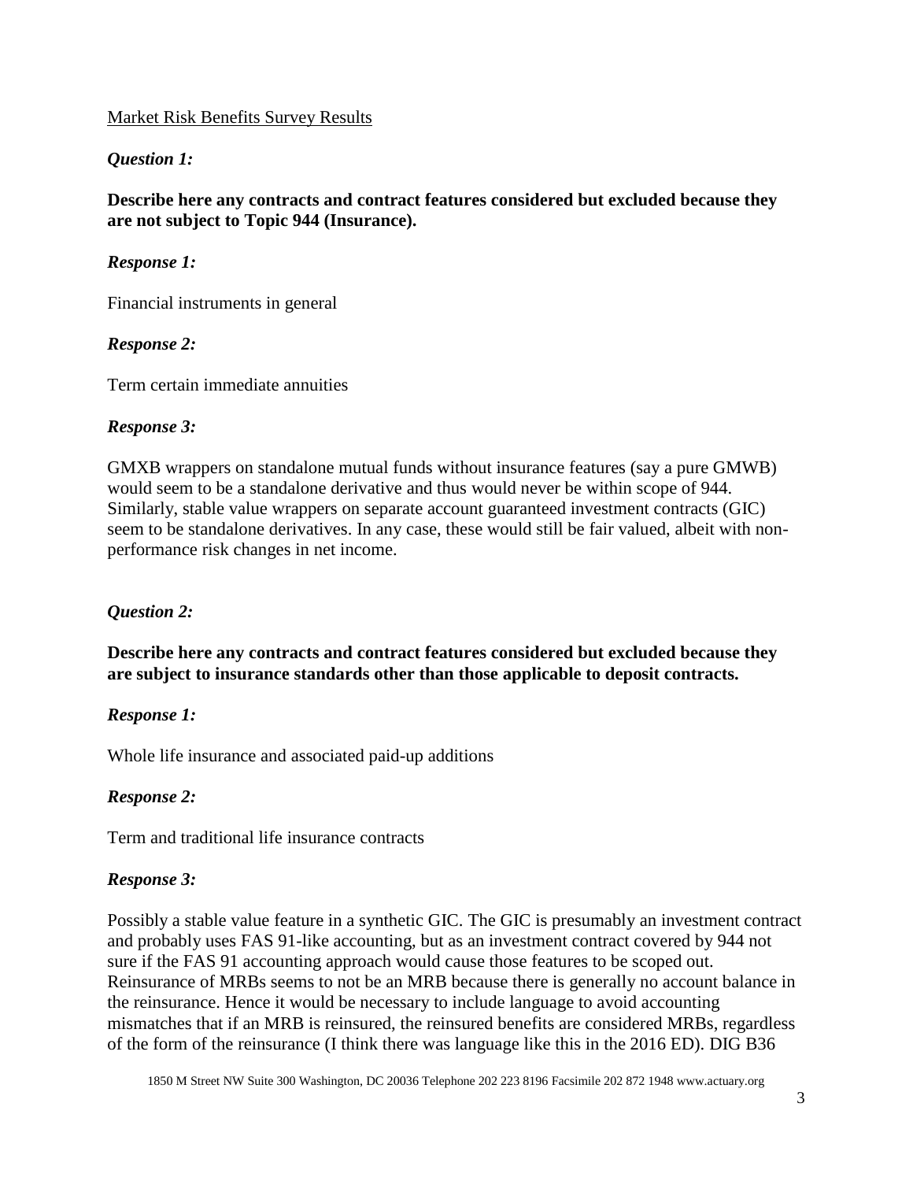Market Risk Benefits Survey Results

***Question 1:***

**Describe here any contracts and contract features considered but excluded because they are not subject to Topic 944 (Insurance).**

***Response 1:***

Financial instruments in general

***Response 2:***

Term certain immediate annuities

***Response 3:***

GMXB wrappers on standalone mutual funds without insurance features (say a pure GMWB) would seem to be a standalone derivative and thus would never be within scope of 944. Similarly, stable value wrappers on separate account guaranteed investment contracts (GIC) seem to be standalone derivatives. In any case, these would still be fair valued, albeit with non-performance risk changes in net income.

***Question 2:***

**Describe here any contracts and contract features considered but excluded because they are subject to insurance standards other than those applicable to deposit contracts.**

***Response 1:***

Whole life insurance and associated paid-up additions

***Response 2:***

Term and traditional life insurance contracts

***Response 3:***

Possibly a stable value feature in a synthetic GIC. The GIC is presumably an investment contract and probably uses FAS 91-like accounting, but as an investment contract covered by 944 not sure if the FAS 91 accounting approach would cause those features to be scoped out. Reinsurance of MRBs seems to not be an MRB because there is generally no account balance in the reinsurance. Hence it would be necessary to include language to avoid accounting mismatches that if an MRB is reinsured, the reinsured benefits are considered MRBs, regardless of the form of the reinsurance (I think there was language like this in the 2016 ED). DIG B36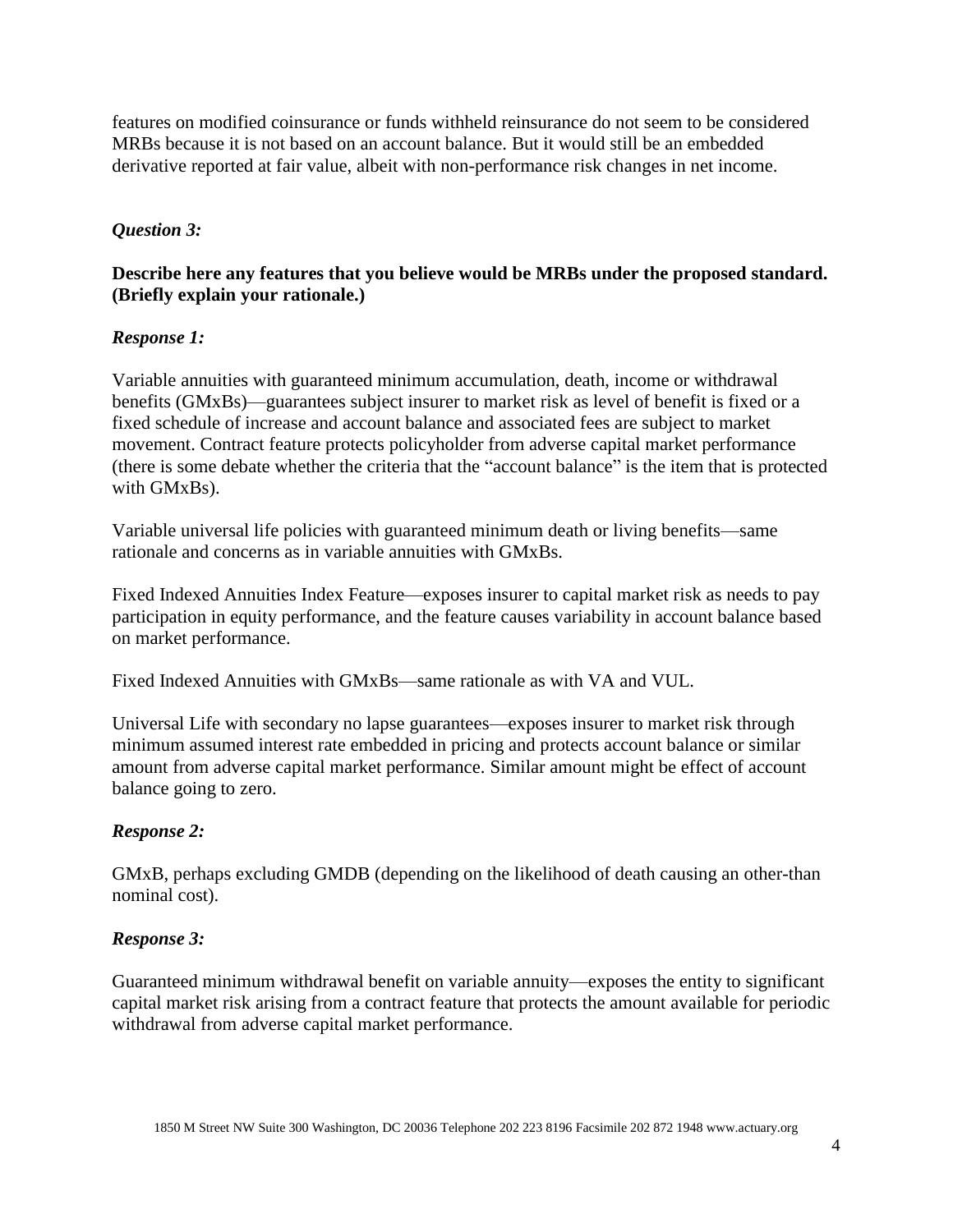features on modified coinsurance or funds withheld reinsurance do not seem to be considered MRBs because it is not based on an account balance. But it would still be an embedded derivative reported at fair value, albeit with non-performance risk changes in net income.

***Question 3:***

**Describe here any features that you believe would be MRBs under the proposed standard. (Briefly explain your rationale.)**

***Response 1:***

Variable annuities with guaranteed minimum accumulation, death, income or withdrawal benefits (GMxBs)—guarantees subject insurer to market risk as level of benefit is fixed or a fixed schedule of increase and account balance and associated fees are subject to market movement. Contract feature protects policyholder from adverse capital market performance (there is some debate whether the criteria that the "account balance" is the item that is protected with GMxBs).

Variable universal life policies with guaranteed minimum death or living benefits—same rationale and concerns as in variable annuities with GMxBs.

Fixed Indexed Annuities Index Feature—exposes insurer to capital market risk as needs to pay participation in equity performance, and the feature causes variability in account balance based on market performance.

Fixed Indexed Annuities with GMxBs—same rationale as with VA and VUL.

Universal Life with secondary no lapse guarantees—exposes insurer to market risk through minimum assumed interest rate embedded in pricing and protects account balance or similar amount from adverse capital market performance. Similar amount might be effect of account balance going to zero.

***Response 2:***

GMxB, perhaps excluding GMDB (depending on the likelihood of death causing an other-than nominal cost).

***Response 3:***

Guaranteed minimum withdrawal benefit on variable annuity—exposes the entity to significant capital market risk arising from a contract feature that protects the amount available for periodic withdrawal from adverse capital market performance.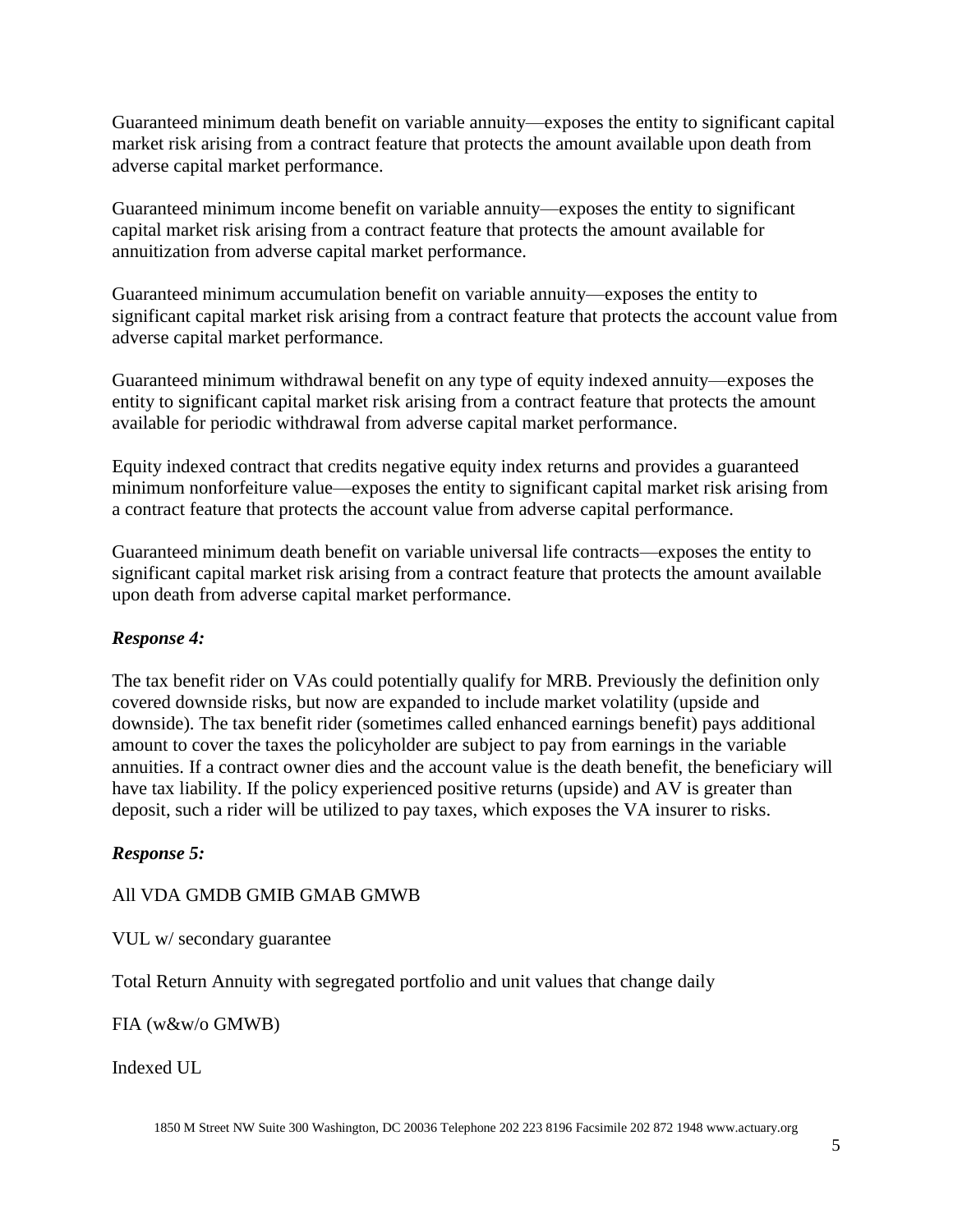Guaranteed minimum death benefit on variable annuity—exposes the entity to significant capital market risk arising from a contract feature that protects the amount available upon death from adverse capital market performance.

Guaranteed minimum income benefit on variable annuity—exposes the entity to significant capital market risk arising from a contract feature that protects the amount available for annuitization from adverse capital market performance.

Guaranteed minimum accumulation benefit on variable annuity—exposes the entity to significant capital market risk arising from a contract feature that protects the account value from adverse capital market performance.

Guaranteed minimum withdrawal benefit on any type of equity indexed annuity—exposes the entity to significant capital market risk arising from a contract feature that protects the amount available for periodic withdrawal from adverse capital market performance.

Equity indexed contract that credits negative equity index returns and provides a guaranteed minimum nonforfeiture value—exposes the entity to significant capital market risk arising from a contract feature that protects the account value from adverse capital performance.

Guaranteed minimum death benefit on variable universal life contracts—exposes the entity to significant capital market risk arising from a contract feature that protects the amount available upon death from adverse capital market performance.

***Response 4:***

The tax benefit rider on VAs could potentially qualify for MRB. Previously the definition only covered downside risks, but now are expanded to include market volatility (upside and downside). The tax benefit rider (sometimes called enhanced earnings benefit) pays additional amount to cover the taxes the policyholder are subject to pay from earnings in the variable annuities. If a contract owner dies and the account value is the death benefit, the beneficiary will have tax liability. If the policy experienced positive returns (upside) and AV is greater than deposit, such a rider will be utilized to pay taxes, which exposes the VA insurer to risks.

***Response 5:***

All VDA GMDB GMIB GMAB GMWB

VUL w/ secondary guarantee

Total Return Annuity with segregated portfolio and unit values that change daily

FIA (w&w/o GMWB)

Indexed UL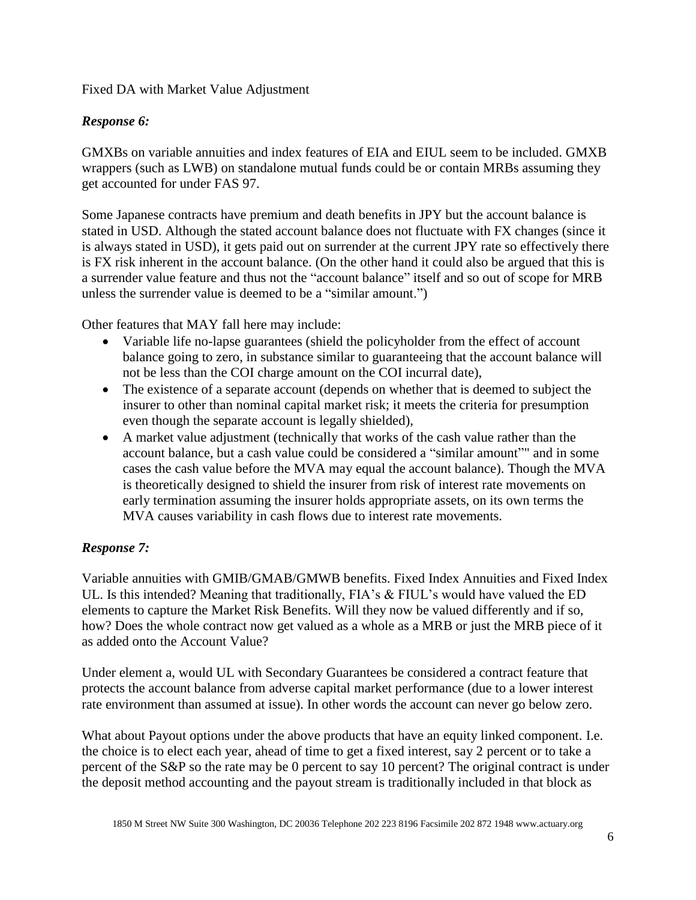Fixed DA with Market Value Adjustment

***Response 6:***

GMXBs on variable annuities and index features of EIA and EIUL seem to be included. GMXB wrappers (such as LWB) on standalone mutual funds could be or contain MRBs assuming they get accounted for under FAS 97.

Some Japanese contracts have premium and death benefits in JPY but the account balance is stated in USD. Although the stated account balance does not fluctuate with FX changes (since it is always stated in USD), it gets paid out on surrender at the current JPY rate so effectively there is FX risk inherent in the account balance. (On the other hand it could also be argued that this is a surrender value feature and thus not the "account balance" itself and so out of scope for MRB unless the surrender value is deemed to be a "similar amount.")

Other features that MAY fall here may include:

- Variable life no-lapse guarantees (shield the policyholder from the effect of account balance going to zero, in substance similar to guaranteeing that the account balance will not be less than the COI charge amount on the COI incurral date),
- The existence of a separate account (depends on whether that is deemed to subject the insurer to other than nominal capital market risk; it meets the criteria for presumption even though the separate account is legally shielded),
- A market value adjustment (technically that works of the cash value rather than the account balance, but a cash value could be considered a "similar amount"" and in some cases the cash value before the MVA may equal the account balance). Though the MVA is theoretically designed to shield the insurer from risk of interest rate movements on early termination assuming the insurer holds appropriate assets, on its own terms the MVA causes variability in cash flows due to interest rate movements.

***Response 7:***

Variable annuities with GMIB/GMAB/GMWB benefits. Fixed Index Annuities and Fixed Index UL. Is this intended? Meaning that traditionally, FIA's & FIUL's would have valued the ED elements to capture the Market Risk Benefits. Will they now be valued differently and if so, how? Does the whole contract now get valued as a whole as a MRB or just the MRB piece of it as added onto the Account Value?

Under element a, would UL with Secondary Guarantees be considered a contract feature that protects the account balance from adverse capital market performance (due to a lower interest rate environment than assumed at issue). In other words the account can never go below zero.

What about Payout options under the above products that have an equity linked component. I.e. the choice is to elect each year, ahead of time to get a fixed interest, say 2 percent or to take a percent of the S&P so the rate may be 0 percent to say 10 percent? The original contract is under the deposit method accounting and the payout stream is traditionally included in that block as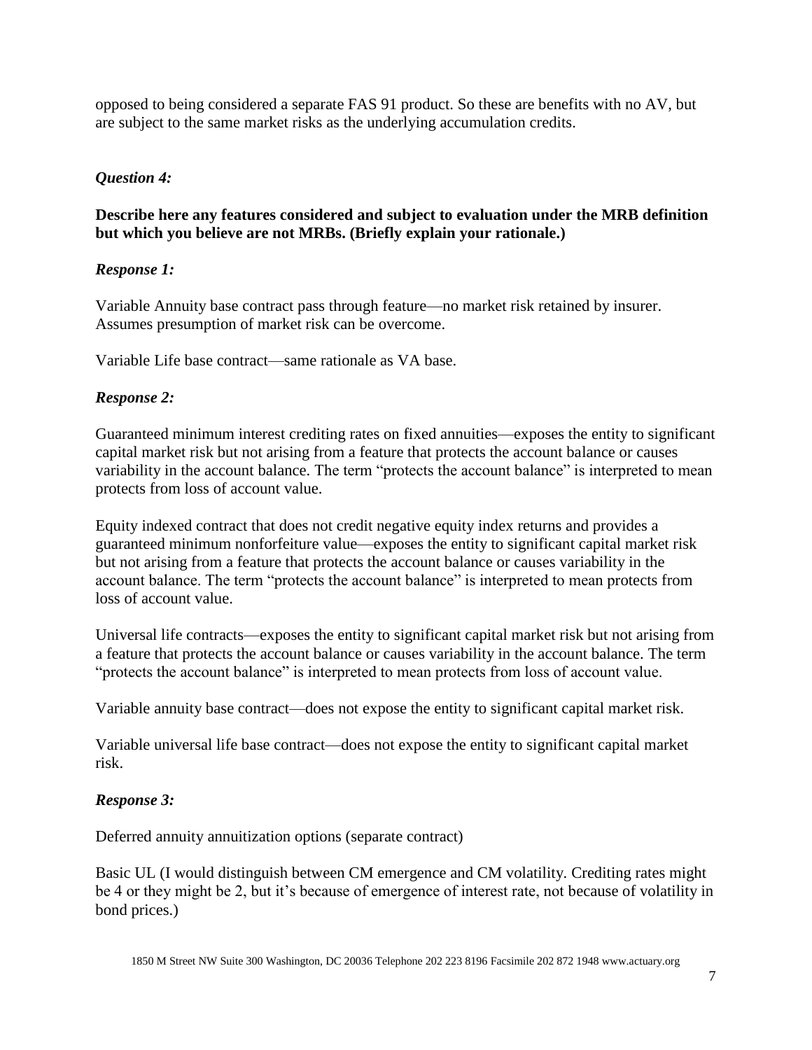opposed to being considered a separate FAS 91 product. So these are benefits with no AV, but are subject to the same market risks as the underlying accumulation credits.

### *Question 4:*

**Describe here any features considered and subject to evaluation under the MRB definition but which you believe are not MRBs. (Briefly explain your rationale.)**

#### *Response 1:*

Variable Annuity base contract pass through feature—no market risk retained by insurer. Assumes presumption of market risk can be overcome.

Variable Life base contract—same rationale as VA base.

#### *Response 2:*

Guaranteed minimum interest crediting rates on fixed annuities—exposes the entity to significant capital market risk but not arising from a feature that protects the account balance or causes variability in the account balance. The term "protects the account balance" is interpreted to mean protects from loss of account value.

Equity indexed contract that does not credit negative equity index returns and provides a guaranteed minimum nonforfeiture value—exposes the entity to significant capital market risk but not arising from a feature that protects the account balance or causes variability in the account balance. The term "protects the account balance" is interpreted to mean protects from loss of account value.

Universal life contracts—exposes the entity to significant capital market risk but not arising from a feature that protects the account balance or causes variability in the account balance. The term "protects the account balance" is interpreted to mean protects from loss of account value.

Variable annuity base contract—does not expose the entity to significant capital market risk.

Variable universal life base contract—does not expose the entity to significant capital market risk.

#### *Response 3:*

Deferred annuity annuitization options (separate contract)

Basic UL (I would distinguish between CM emergence and CM volatility. Crediting rates might be 4 or they might be 2, but it's because of emergence of interest rate, not because of volatility in bond prices.)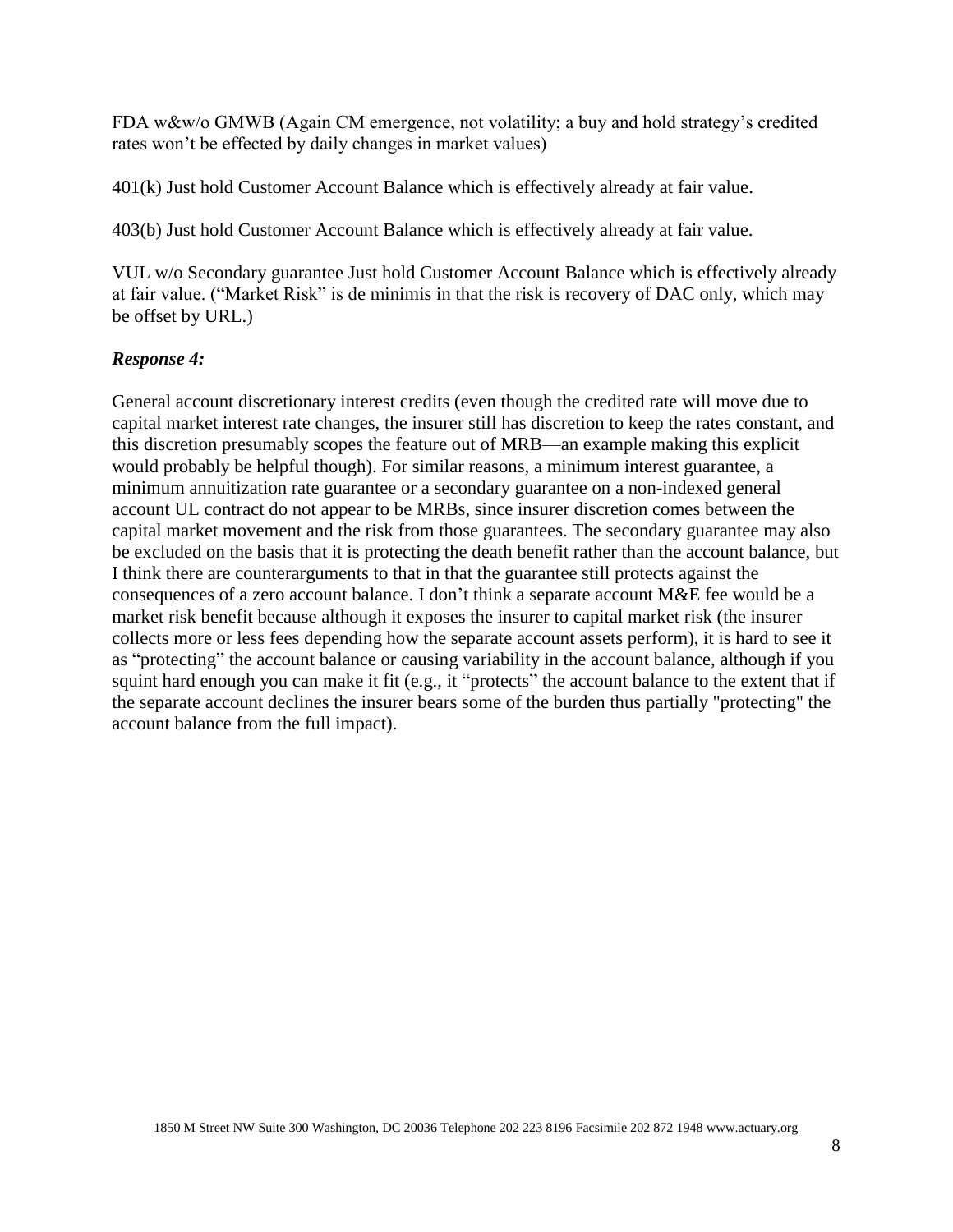FDA w&w/o GMWB (Again CM emergence, not volatility; a buy and hold strategy's credited rates won't be effected by daily changes in market values)

401(k) Just hold Customer Account Balance which is effectively already at fair value.

403(b) Just hold Customer Account Balance which is effectively already at fair value.

VUL w/o Secondary guarantee Just hold Customer Account Balance which is effectively already at fair value. ("Market Risk" is de minimis in that the risk is recovery of DAC only, which may be offset by URL.)

***Response 4:***

General account discretionary interest credits (even though the credited rate will move due to capital market interest rate changes, the insurer still has discretion to keep the rates constant, and this discretion presumably scopes the feature out of MRB—an example making this explicit would probably be helpful though). For similar reasons, a minimum interest guarantee, a minimum annuitization rate guarantee or a secondary guarantee on a non-indexed general account UL contract do not appear to be MRBs, since insurer discretion comes between the capital market movement and the risk from those guarantees. The secondary guarantee may also be excluded on the basis that it is protecting the death benefit rather than the account balance, but I think there are counterarguments to that in that the guarantee still protects against the consequences of a zero account balance. I don't think a separate account M&E fee would be a market risk benefit because although it exposes the insurer to capital market risk (the insurer collects more or less fees depending how the separate account assets perform), it is hard to see it as "protecting" the account balance or causing variability in the account balance, although if you squint hard enough you can make it fit (e.g., it "protects" the account balance to the extent that if the separate account declines the insurer bears some of the burden thus partially "protecting" the account balance from the full impact).